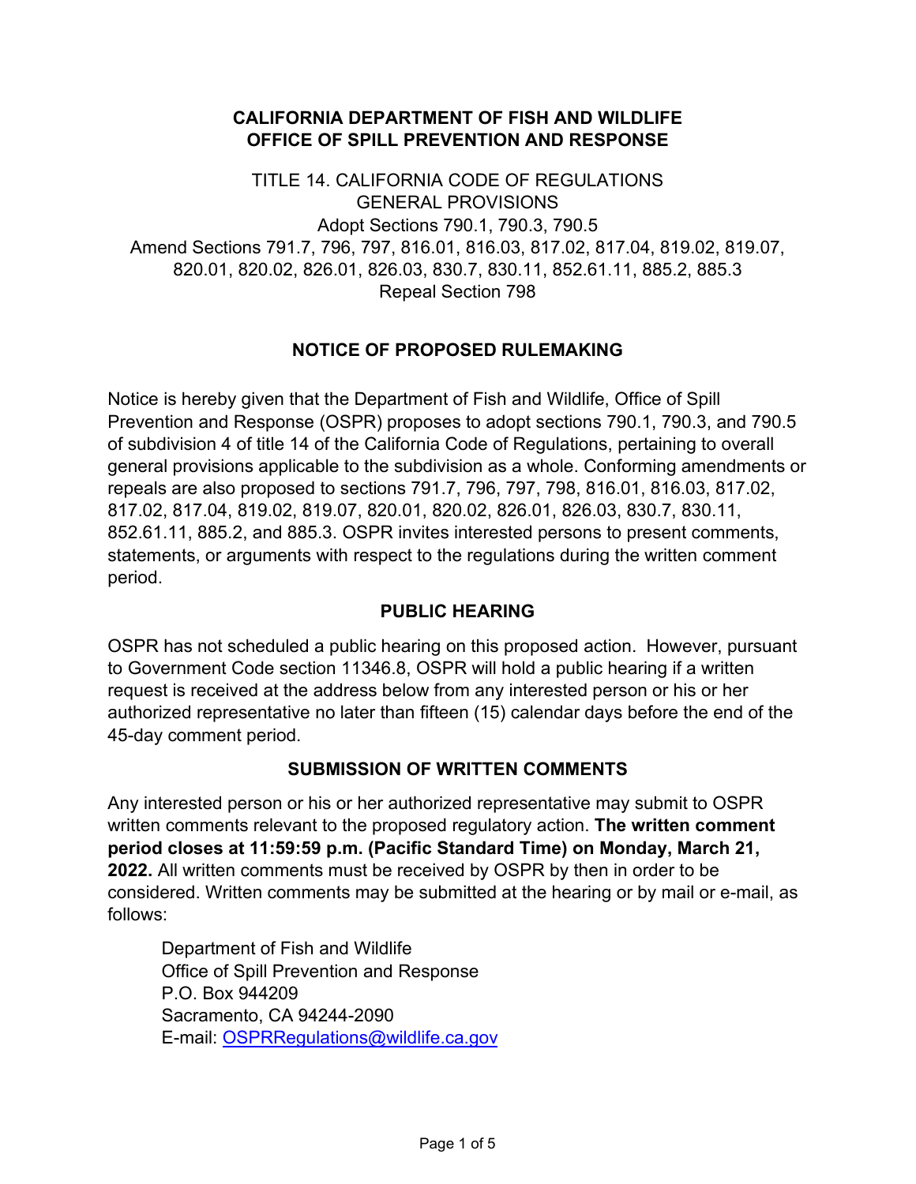**CALIFORNIA DEPARTMENT OF FISH AND WILDLIFE**
**OFFICE OF SPILL PREVENTION AND RESPONSE**

TITLE 14. CALIFORNIA CODE OF REGULATIONS
GENERAL PROVISIONS
Adopt Sections 790.1, 790.3, 790.5
Amend Sections 791.7, 796, 797, 816.01, 816.03, 817.02, 817.04, 819.02, 819.07, 820.01, 820.02, 826.01, 826.03, 830.7, 830.11, 852.61.11, 885.2, 885.3
Repeal Section 798

## NOTICE OF PROPOSED RULEMAKING

Notice is hereby given that the Department of Fish and Wildlife, Office of Spill Prevention and Response (OSPR) proposes to adopt sections 790.1, 790.3, and 790.5 of subdivision 4 of title 14 of the California Code of Regulations, pertaining to overall general provisions applicable to the subdivision as a whole. Conforming amendments or repeals are also proposed to sections 791.7, 796, 797, 798, 816.01, 816.03, 817.02, 817.02, 817.04, 819.02, 819.07, 820.01, 820.02, 826.01, 826.03, 830.7, 830.11, 852.61.11, 885.2, and 885.3. OSPR invites interested persons to present comments, statements, or arguments with respect to the regulations during the written comment period.

## PUBLIC HEARING

OSPR has not scheduled a public hearing on this proposed action. However, pursuant to Government Code section 11346.8, OSPR will hold a public hearing if a written request is received at the address below from any interested person or his or her authorized representative no later than fifteen (15) calendar days before the end of the 45-day comment period.

## SUBMISSION OF WRITTEN COMMENTS

Any interested person or his or her authorized representative may submit to OSPR written comments relevant to the proposed regulatory action. **The written comment period closes at 11:59:59 p.m. (Pacific Standard Time) on Monday, March 21, 2022.** All written comments must be received by OSPR by then in order to be considered. Written comments may be submitted at the hearing or by mail or e-mail, as follows:

Department of Fish and Wildlife
Office of Spill Prevention and Response
P.O. Box 944209
Sacramento, CA 94244-2090
E-mail: OSPRRegulations@wildlife.ca.gov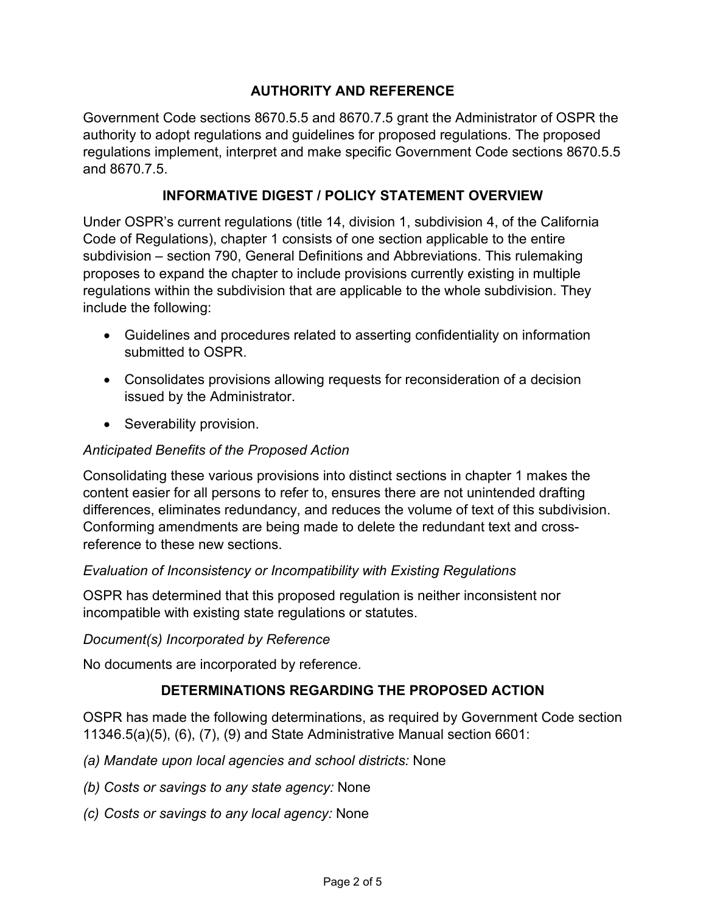## AUTHORITY AND REFERENCE

Government Code sections 8670.5.5 and 8670.7.5 grant the Administrator of OSPR the authority to adopt regulations and guidelines for proposed regulations. The proposed regulations implement, interpret and make specific Government Code sections 8670.5.5 and 8670.7.5.

## INFORMATIVE DIGEST / POLICY STATEMENT OVERVIEW

Under OSPR's current regulations (title 14, division 1, subdivision 4, of the California Code of Regulations), chapter 1 consists of one section applicable to the entire subdivision – section 790, General Definitions and Abbreviations. This rulemaking proposes to expand the chapter to include provisions currently existing in multiple regulations within the subdivision that are applicable to the whole subdivision. They include the following:

- Guidelines and procedures related to asserting confidentiality on information submitted to OSPR.
- Consolidates provisions allowing requests for reconsideration of a decision issued by the Administrator.
- Severability provision.

*Anticipated Benefits of the Proposed Action*

Consolidating these various provisions into distinct sections in chapter 1 makes the content easier for all persons to refer to, ensures there are not unintended drafting differences, eliminates redundancy, and reduces the volume of text of this subdivision. Conforming amendments are being made to delete the redundant text and cross-reference to these new sections.

*Evaluation of Inconsistency or Incompatibility with Existing Regulations*

OSPR has determined that this proposed regulation is neither inconsistent nor incompatible with existing state regulations or statutes.

*Document(s) Incorporated by Reference*

No documents are incorporated by reference.

## DETERMINATIONS REGARDING THE PROPOSED ACTION

OSPR has made the following determinations, as required by Government Code section 11346.5(a)(5), (6), (7), (9) and State Administrative Manual section 6601:

*(a) Mandate upon local agencies and school districts:* None

*(b) Costs or savings to any state agency:* None

*(c) Costs or savings to any local agency:* None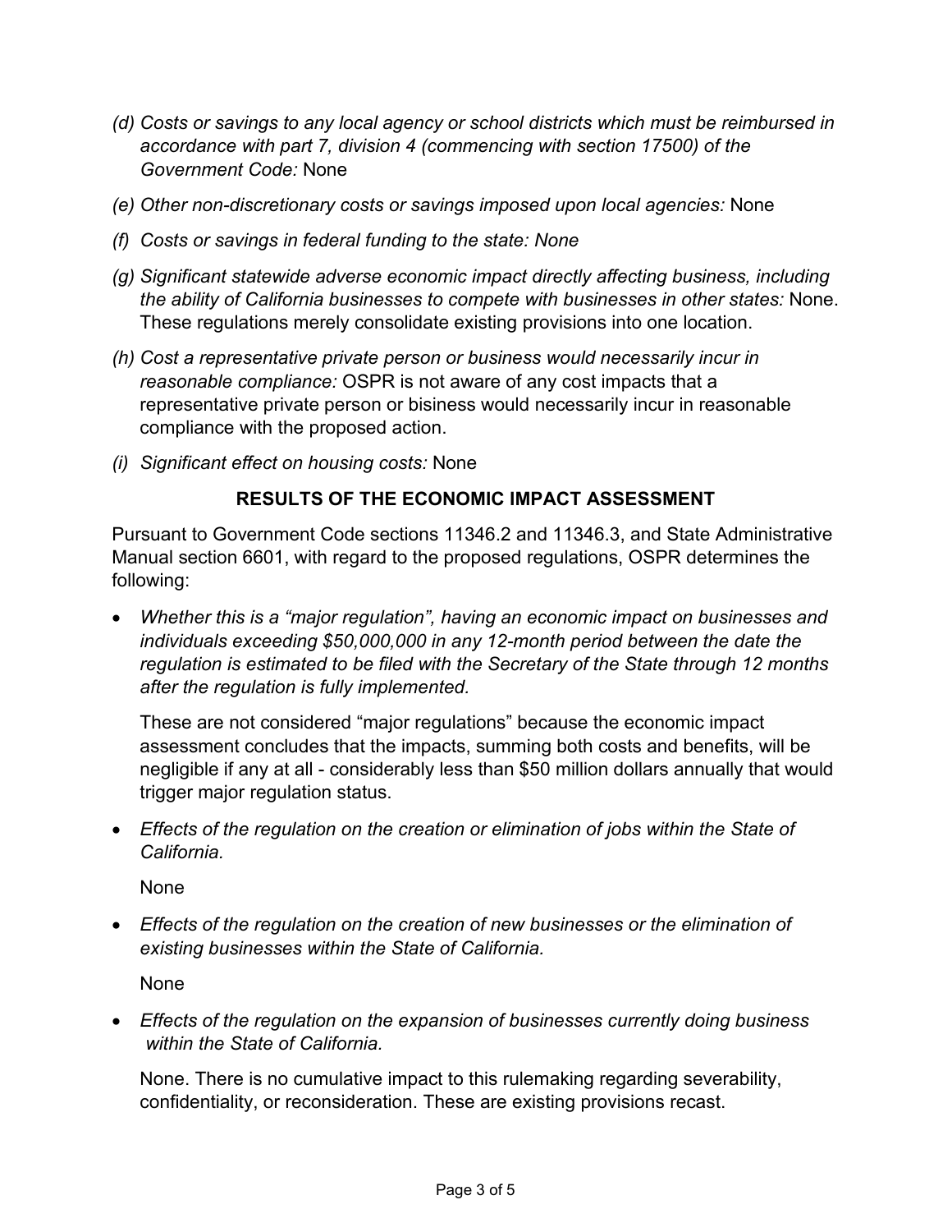*(d) Costs or savings to any local agency or school districts which must be reimbursed in accordance with part 7, division 4 (commencing with section 17500) of the Government Code:* None

*(e) Other non-discretionary costs or savings imposed upon local agencies:* None

*(f) Costs or savings in federal funding to the state: None*

*(g) Significant statewide adverse economic impact directly affecting business, including the ability of California businesses to compete with businesses in other states:* None. These regulations merely consolidate existing provisions into one location.

*(h) Cost a representative private person or business would necessarily incur in reasonable compliance:* OSPR is not aware of any cost impacts that a representative private person or bisiness would necessarily incur in reasonable compliance with the proposed action.

*(i) Significant effect on housing costs:* None

**RESULTS OF THE ECONOMIC IMPACT ASSESSMENT**

Pursuant to Government Code sections 11346.2 and 11346.3, and State Administrative Manual section 6601, with regard to the proposed regulations, OSPR determines the following:

- *Whether this is a "major regulation", having an economic impact on businesses and individuals exceeding $50,000,000 in any 12-month period between the date the regulation is estimated to be filed with the Secretary of the State through 12 months after the regulation is fully implemented.*

  These are not considered "major regulations" because the economic impact assessment concludes that the impacts, summing both costs and benefits, will be negligible if any at all - considerably less than $50 million dollars annually that would trigger major regulation status.

- *Effects of the regulation on the creation or elimination of jobs within the State of California.*

  None

- *Effects of the regulation on the creation of new businesses or the elimination of existing businesses within the State of California.*

  None

- *Effects of the regulation on the expansion of businesses currently doing business within the State of California.*

  None. There is no cumulative impact to this rulemaking regarding severability, confidentiality, or reconsideration. These are existing provisions recast.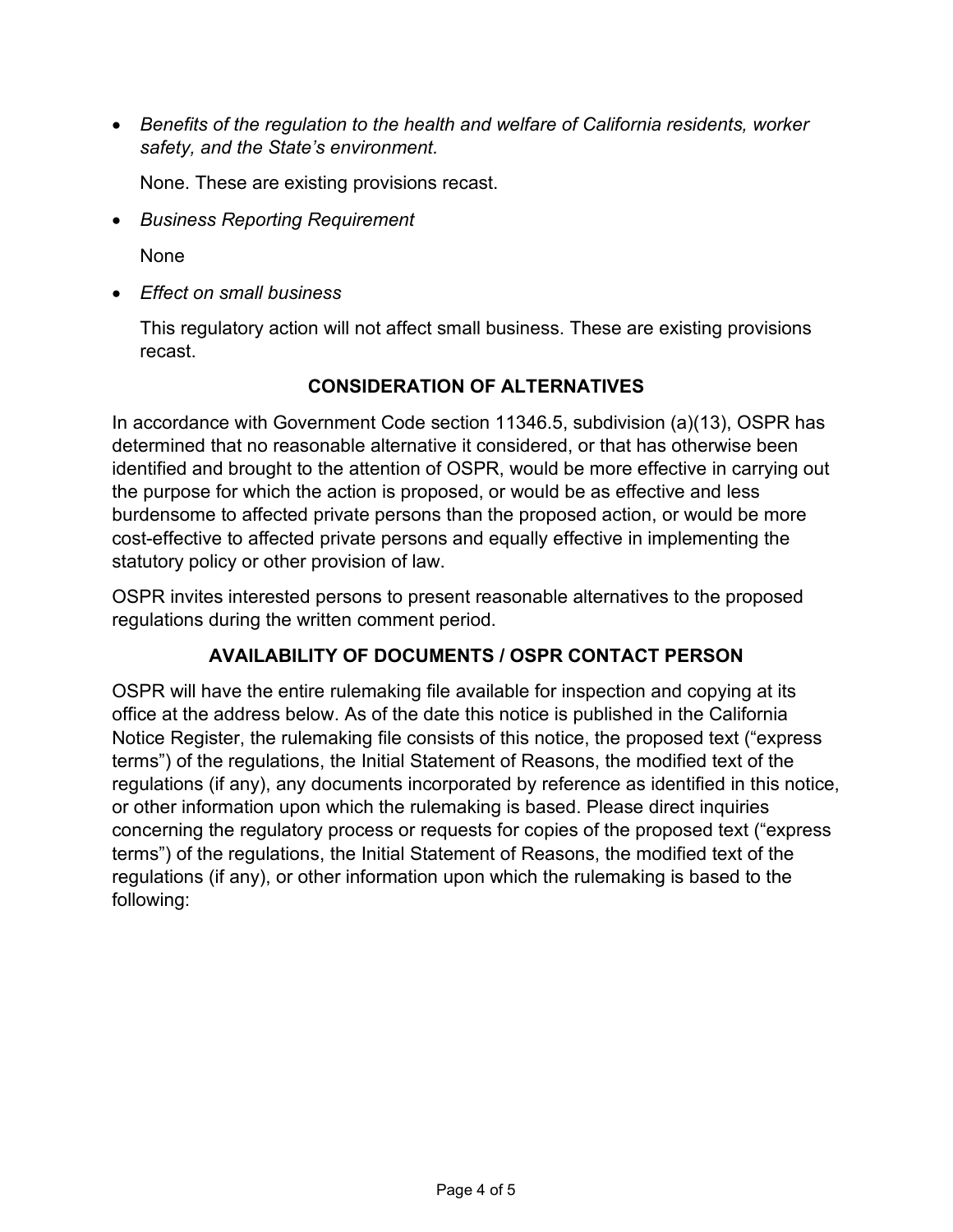- *Benefits of the regulation to the health and welfare of California residents, worker safety, and the State's environment.*

  None. These are existing provisions recast.

- *Business Reporting Requirement*

  None

- *Effect on small business*

  This regulatory action will not affect small business. These are existing provisions recast.

## CONSIDERATION OF ALTERNATIVES

In accordance with Government Code section 11346.5, subdivision (a)(13), OSPR has determined that no reasonable alternative it considered, or that has otherwise been identified and brought to the attention of OSPR, would be more effective in carrying out the purpose for which the action is proposed, or would be as effective and less burdensome to affected private persons than the proposed action, or would be more cost-effective to affected private persons and equally effective in implementing the statutory policy or other provision of law.

OSPR invites interested persons to present reasonable alternatives to the proposed regulations during the written comment period.

## AVAILABILITY OF DOCUMENTS / OSPR CONTACT PERSON

OSPR will have the entire rulemaking file available for inspection and copying at its office at the address below. As of the date this notice is published in the California Notice Register, the rulemaking file consists of this notice, the proposed text ("express terms") of the regulations, the Initial Statement of Reasons, the modified text of the regulations (if any), any documents incorporated by reference as identified in this notice, or other information upon which the rulemaking is based. Please direct inquiries concerning the regulatory process or requests for copies of the proposed text ("express terms") of the regulations, the Initial Statement of Reasons, the modified text of the regulations (if any), or other information upon which the rulemaking is based to the following: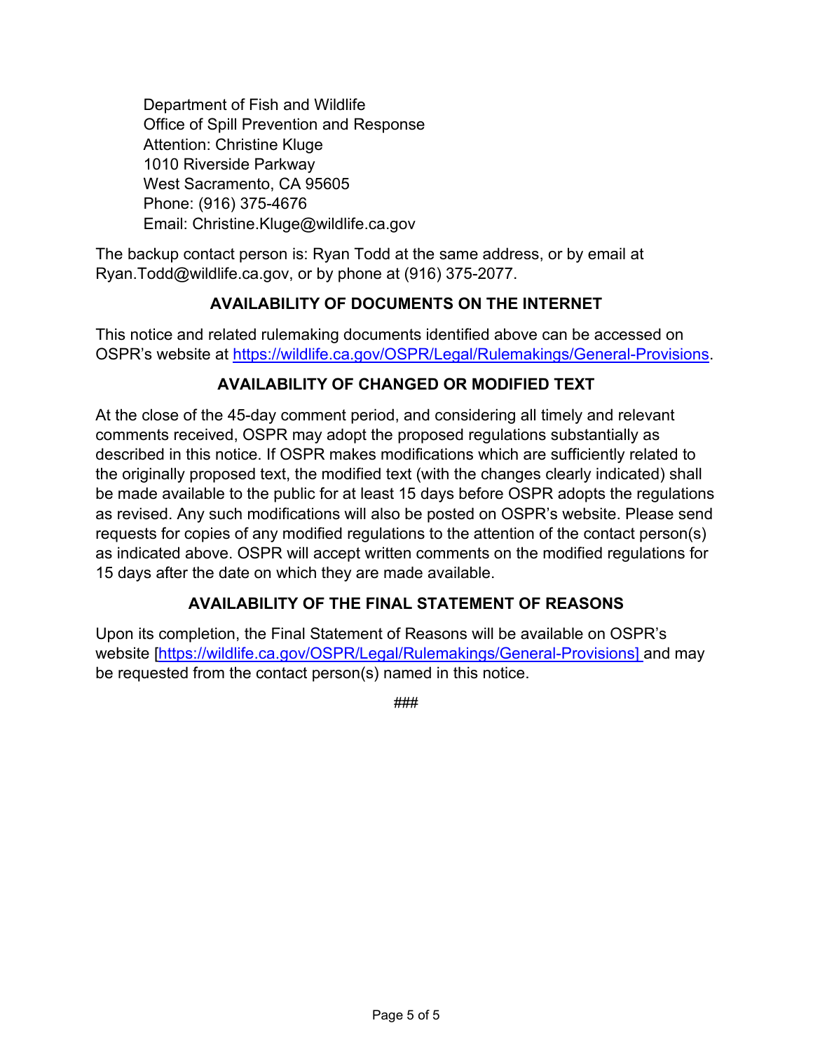Department of Fish and Wildlife
Office of Spill Prevention and Response
Attention: Christine Kluge
1010 Riverside Parkway
West Sacramento, CA 95605
Phone: (916) 375-4676
Email: Christine.Kluge@wildlife.ca.gov

The backup contact person is: Ryan Todd at the same address, or by email at Ryan.Todd@wildlife.ca.gov, or by phone at (916) 375-2077.

## AVAILABILITY OF DOCUMENTS ON THE INTERNET

This notice and related rulemaking documents identified above can be accessed on OSPR's website at https://wildlife.ca.gov/OSPR/Legal/Rulemakings/General-Provisions.

## AVAILABILITY OF CHANGED OR MODIFIED TEXT

At the close of the 45-day comment period, and considering all timely and relevant comments received, OSPR may adopt the proposed regulations substantially as described in this notice. If OSPR makes modifications which are sufficiently related to the originally proposed text, the modified text (with the changes clearly indicated) shall be made available to the public for at least 15 days before OSPR adopts the regulations as revised. Any such modifications will also be posted on OSPR's website. Please send requests for copies of any modified regulations to the attention of the contact person(s) as indicated above. OSPR will accept written comments on the modified regulations for 15 days after the date on which they are made available.

## AVAILABILITY OF THE FINAL STATEMENT OF REASONS

Upon its completion, the Final Statement of Reasons will be available on OSPR's website [https://wildlife.ca.gov/OSPR/Legal/Rulemakings/General-Provisions] and may be requested from the contact person(s) named in this notice.

###